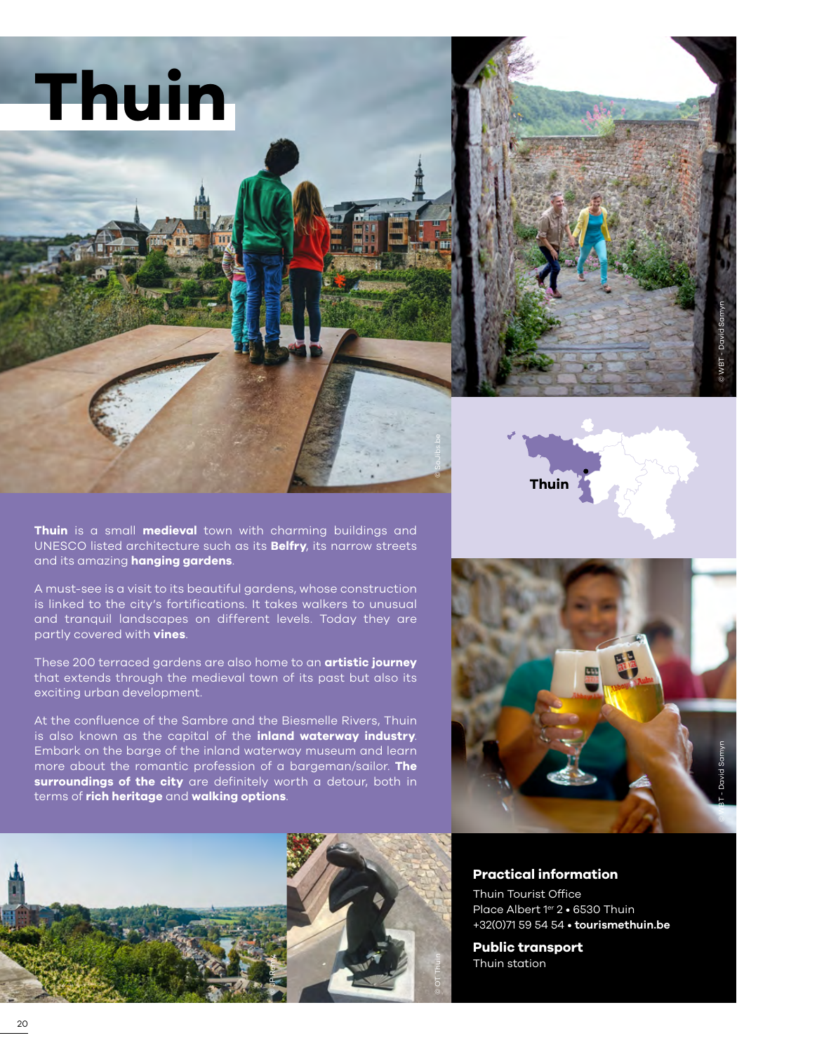# Thuin

**Thuin** is a small **medieval** town with charming buildings and UNESCO listed architecture such as its **Belfry**, its narrow streets and its amazing **hanging gardens**.

A must-see is a visit to its beautiful gardens, whose construction is linked to the city's fortifications. It takes walkers to unusual and tranquil landscapes on different levels. Today they are partly covered with **vines**.

These 200 terraced gardens are also home to an **artistic journey** that extends through the medieval town of its past but also its exciting urban development.

At the confluence of the Sambre and the Biesmelle Rivers, Thuin is also known as the capital of the **inland waterway industry**. Embark on the barge of the inland waterway museum and learn more about the romantic profession of a bargeman/sailor. **The surroundings of the city** are definitely worth a detour, both in terms of **rich heritage** and **walking options**.

### Practical information

Thuin Tourist Office
Place Albert 1er 2 • 6530 Thuin
+32(0)71 59 54 54 • **tourismethuin.be**

### Public transport

Thuin station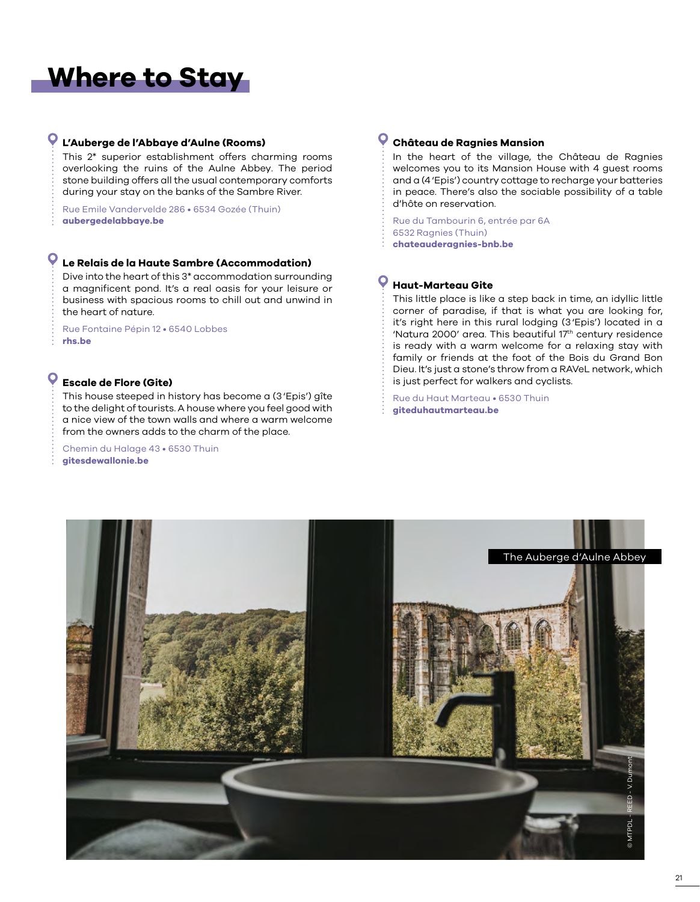# Where to Stay

### L'Auberge de l'Abbaye d'Aulne (Rooms)

This 2* superior establishment offers charming rooms overlooking the ruins of the Aulne Abbey. The period stone building offers all the usual contemporary comforts during your stay on the banks of the Sambre River.

Rue Emile Vandervelde 286 • 6534 Gozée (Thuin)
**aubergedelabbaye.be**

### Le Relais de la Haute Sambre (Accommodation)

Dive into the heart of this 3* accommodation surrounding a magnificent pond. It's a real oasis for your leisure or business with spacious rooms to chill out and unwind in the heart of nature.

Rue Fontaine Pépin 12 • 6540 Lobbes
**rhs.be**

### Escale de Flore (Gite)

This house steeped in history has become a (3 'Epis') gîte to the delight of tourists. A house where you feel good with a nice view of the town walls and where a warm welcome from the owners adds to the charm of the place.

Chemin du Halage 43 • 6530 Thuin
**gitesdewallonie.be**

### Château de Ragnies Mansion

In the heart of the village, the Château de Ragnies welcomes you to its Mansion House with 4 guest rooms and a (4 'Epis') country cottage to recharge your batteries in peace. There's also the sociable possibility of a table d'hôte on reservation.

Rue du Tambourin 6, entrée par 6A
6532 Ragnies (Thuin)
**chateauderagnies-bnb.be**

### Haut-Marteau Gite

This little place is like a step back in time, an idyllic little corner of paradise, if that is what you are looking for, it's right here in this rural lodging (3 'Epis') located in a 'Natura 2000' area. This beautiful 17th century residence is ready with a warm welcome for a relaxing stay with family or friends at the foot of the Bois du Grand Bon Dieu. It's just a stone's throw from a RAVeL network, which is just perfect for walkers and cyclists.

Rue du Haut Marteau • 6530 Thuin
**giteduhautmarteau.be**

The Auberge d'Aulne Abbey

© MTPDL - REED - V. Dumont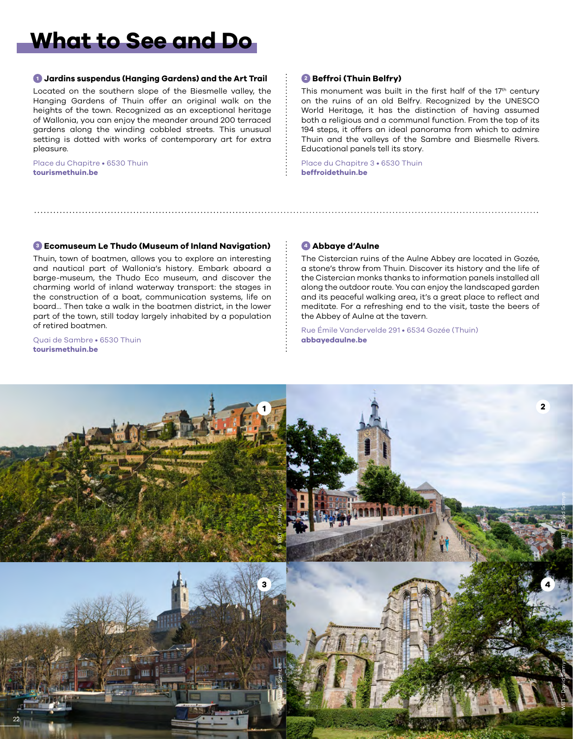# What to See and Do

### 1 Jardins suspendus (Hanging Gardens) and the Art Trail

Located on the southern slope of the Biesmelle valley, the Hanging Gardens of Thuin offer an original walk on the heights of the town. Recognized as an exceptional heritage of Wallonia, you can enjoy the meander around 200 terraced gardens along the winding cobbled streets. This unusual setting is dotted with works of contemporary art for extra pleasure.

Place du Chapitre • 6530 Thuin
**tourismethuin.be**

### 2 Beffroi (Thuin Belfry)

This monument was built in the first half of the 17th century on the ruins of an old Belfry. Recognized by the UNESCO World Heritage, it has the distinction of having assumed both a religious and a communal function. From the top of its 194 steps, it offers an ideal panorama from which to admire Thuin and the valleys of the Sambre and Biesmelle Rivers. Educational panels tell its story.

Place du Chapitre 3 • 6530 Thuin
**beffroidethuin.be**

### 3 Ecomuseum Le Thudo (Museum of Inland Navigation)

Thuin, town of boatmen, allows you to explore an interesting and nautical part of Wallonia's history. Embark aboard a barge-museum, the Thudo Eco museum, and discover the charming world of inland waterway transport: the stages in the construction of a boat, communication systems, life on board... Then take a walk in the boatmen district, in the lower part of the town, still today largely inhabited by a population of retired boatmen.

Quai de Sambre • 6530 Thuin
**tourismethuin.be**

### 4 Abbaye d'Aulne

The Cistercian ruins of the Aulne Abbey are located in Gozée, a stone's throw from Thuin. Discover its history and the life of the Cistercian monks thanks to information panels installed all along the outdoor route. You can enjoy the landscaped garden and its peaceful walking area, it's a great place to reflect and meditate. For a refreshing end to the visit, taste the beers of the Abbey of Aulne at the tavern.

Rue Émile Vandervelde 291 • 6534 Gozée (Thuin)
**abbayedaulne.be**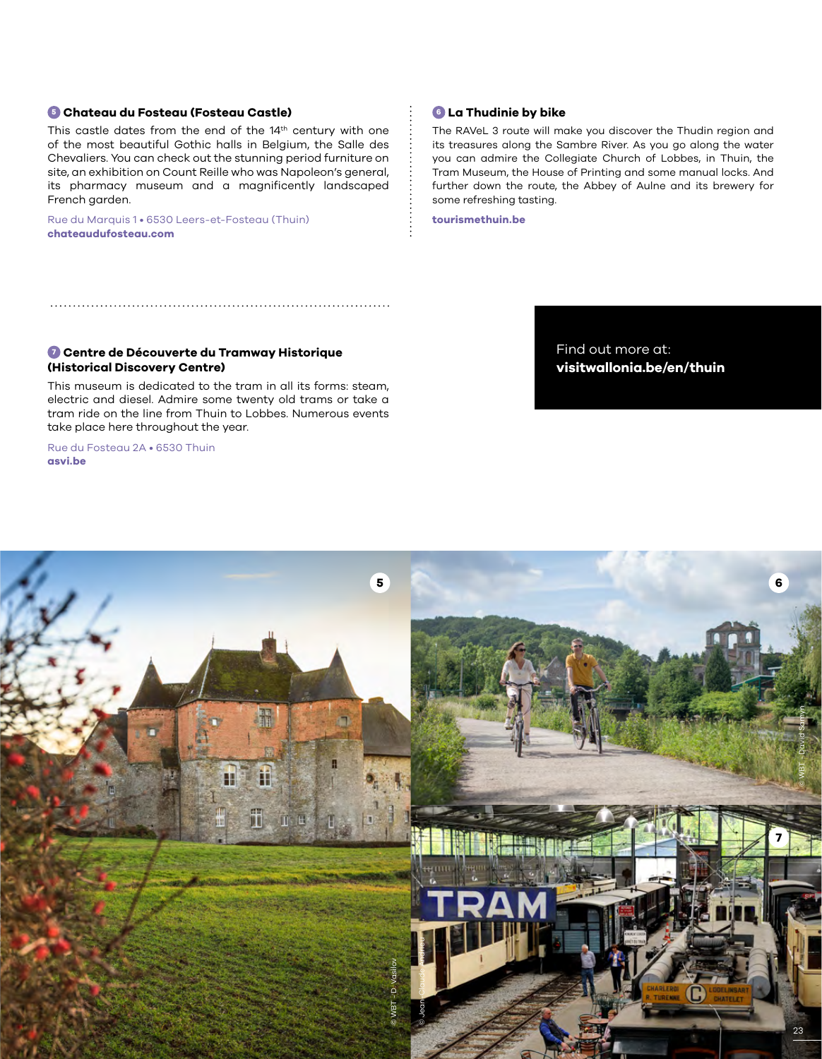### 5 Chateau du Fosteau (Fosteau Castle)

This castle dates from the end of the 14th century with one of the most beautiful Gothic halls in Belgium, the Salle des Chevaliers. You can check out the stunning period furniture on site, an exhibition on Count Reille who was Napoleon's general, its pharmacy museum and a magnificently landscaped French garden.

Rue du Marquis 1 • 6530 Leers-et-Fosteau (Thuin)
**chateaudufosteau.com**

### 6 La Thudinie by bike

The RAVeL 3 route will make you discover the Thudin region and its treasures along the Sambre River. As you go along the water you can admire the Collegiate Church of Lobbes, in Thuin, the Tram Museum, the House of Printing and some manual locks. And further down the route, the Abbey of Aulne and its brewery for some refreshing tasting.

**tourismethuin.be**

### 7 Centre de Découverte du Tramway Historique (Historical Discovery Centre)

This museum is dedicated to the tram in all its forms: steam, electric and diesel. Admire some twenty old trams or take a tram ride on the line from Thuin to Lobbes. Numerous events take place here throughout the year.

Rue du Fosteau 2A • 6530 Thuin
**asvi.be**

Find out more at:
**visitwallonia.be/en/thuin**

5

© WBT - D. Vasilov

6

© WBT - David Samyn

7

© Jean-Claude Andrieu